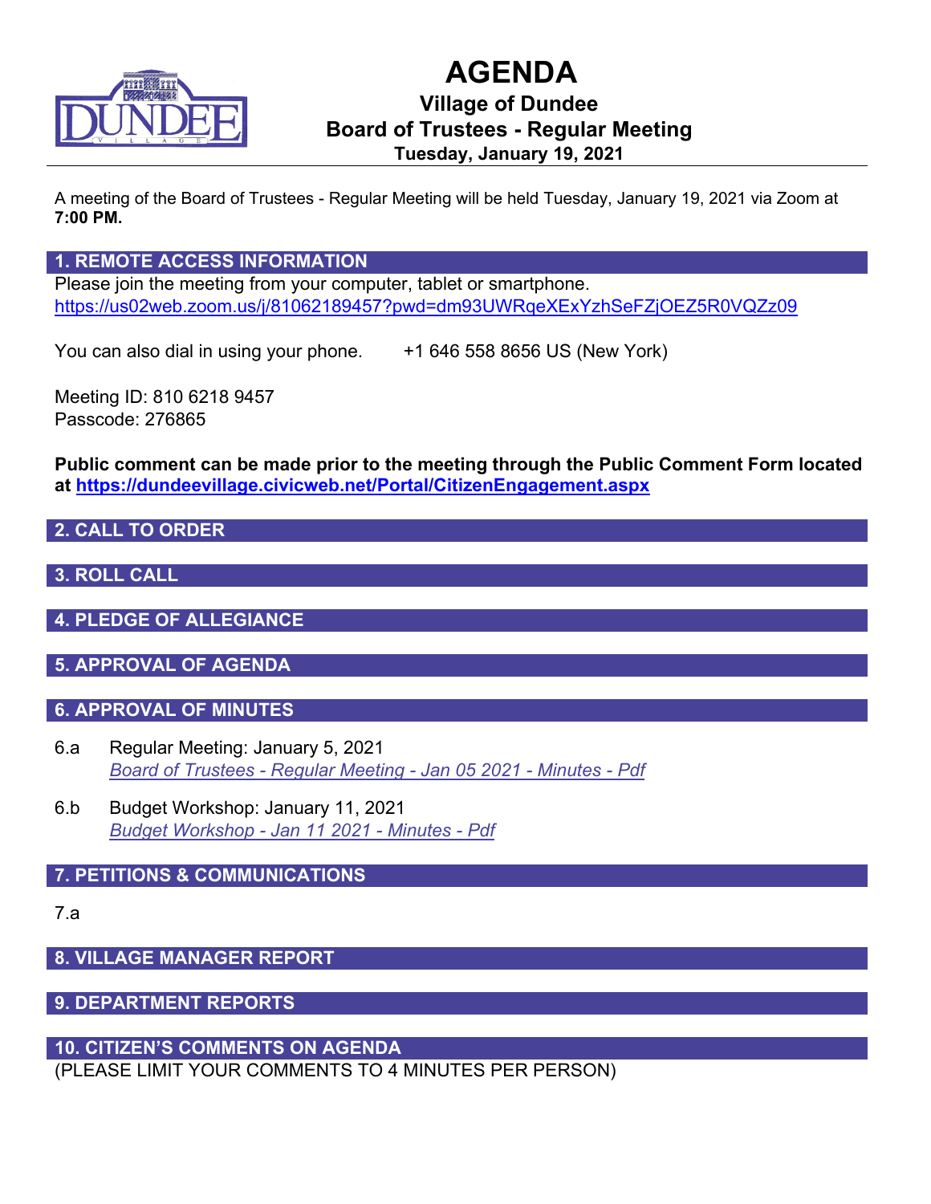# AGENDA

## Village of Dundee
## Board of Trustees - Regular Meeting
### Tuesday, January 19, 2021

A meeting of the Board of Trustees - Regular Meeting will be held Tuesday, January 19, 2021 via Zoom at **7:00 PM.**

## 1. REMOTE ACCESS INFORMATION

Please join the meeting from your computer, tablet or smartphone.
https://us02web.zoom.us/j/81062189457?pwd=dm93UWRqeXExYzhSeFZjOEZ5R0VQZz09

You can also dial in using your phone. +1 646 558 8656 US (New York)

Meeting ID: 810 6218 9457
Passcode: 276865

**Public comment can be made prior to the meeting through the Public Comment Form located at https://dundeevillage.civicweb.net/Portal/CitizenEngagement.aspx**

## 2. CALL TO ORDER

## 3. ROLL CALL

## 4. PLEDGE OF ALLEGIANCE

## 5. APPROVAL OF AGENDA

## 6. APPROVAL OF MINUTES

6.a Regular Meeting: January 5, 2021
*Board of Trustees - Regular Meeting - Jan 05 2021 - Minutes - Pdf*

6.b Budget Workshop: January 11, 2021
*Budget Workshop - Jan 11 2021 - Minutes - Pdf*

## 7. PETITIONS & COMMUNICATIONS

7.a

## 8. VILLAGE MANAGER REPORT

## 9. DEPARTMENT REPORTS

## 10. CITIZEN'S COMMENTS ON AGENDA

(PLEASE LIMIT YOUR COMMENTS TO 4 MINUTES PER PERSON)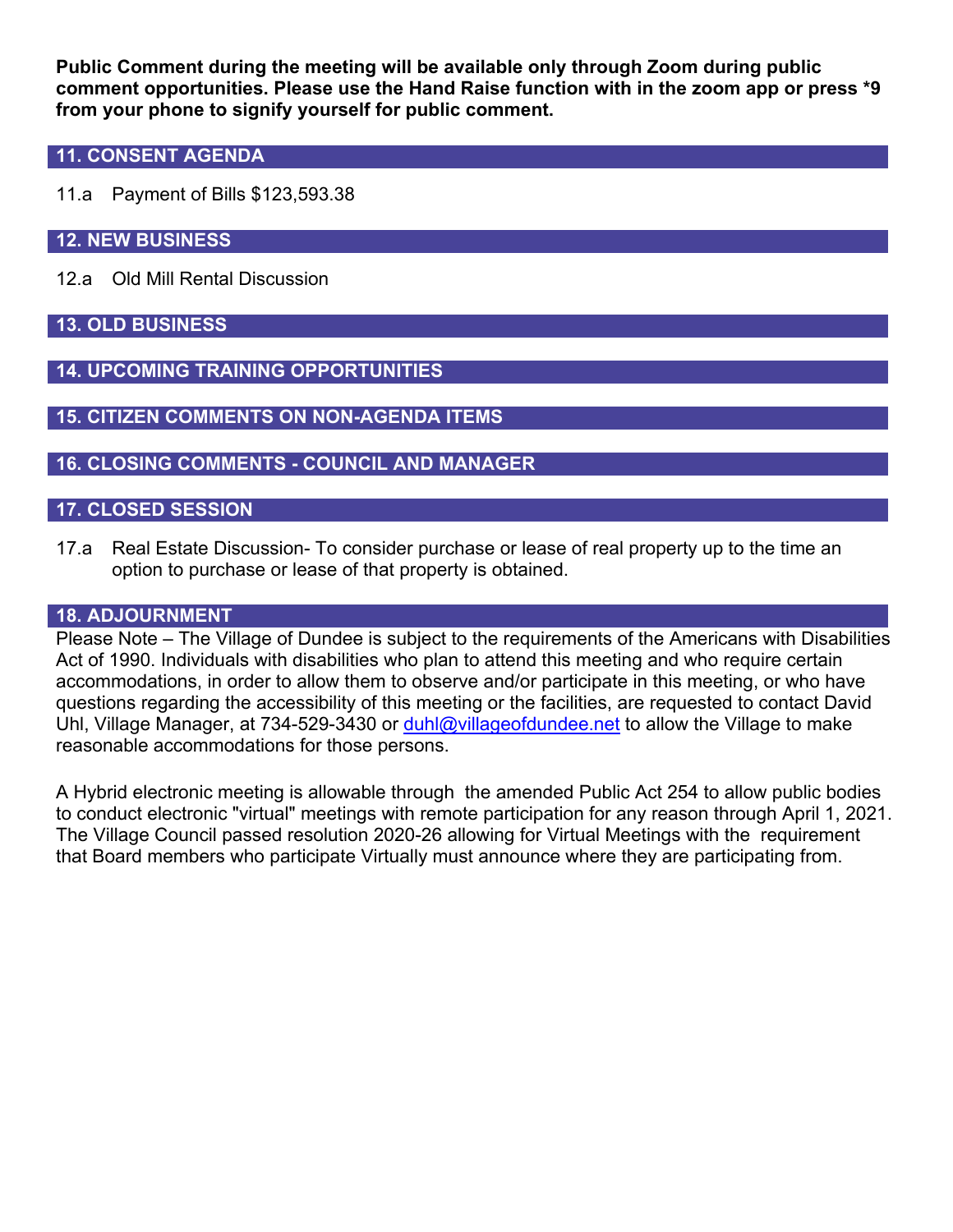**Public Comment during the meeting will be available only through Zoom during public comment opportunities. Please use the Hand Raise function with in the zoom app or press *9 from your phone to signify yourself for public comment.**

## 11. CONSENT AGENDA

11.a Payment of Bills $123,593.38

## 12. NEW BUSINESS

12.a Old Mill Rental Discussion

## 13. OLD BUSINESS

## 14. UPCOMING TRAINING OPPORTUNITIES

## 15. CITIZEN COMMENTS ON NON-AGENDA ITEMS

## 16. CLOSING COMMENTS - COUNCIL AND MANAGER

## 17. CLOSED SESSION

17.a Real Estate Discussion- To consider purchase or lease of real property up to the time an option to purchase or lease of that property is obtained.

## 18. ADJOURNMENT

Please Note – The Village of Dundee is subject to the requirements of the Americans with Disabilities Act of 1990. Individuals with disabilities who plan to attend this meeting and who require certain accommodations, in order to allow them to observe and/or participate in this meeting, or who have questions regarding the accessibility of this meeting or the facilities, are requested to contact David Uhl, Village Manager, at 734-529-3430 or duhl@villageofdundee.net to allow the Village to make reasonable accommodations for those persons.

A Hybrid electronic meeting is allowable through the amended Public Act 254 to allow public bodies to conduct electronic "virtual" meetings with remote participation for any reason through April 1, 2021. The Village Council passed resolution 2020-26 allowing for Virtual Meetings with the requirement that Board members who participate Virtually must announce where they are participating from.